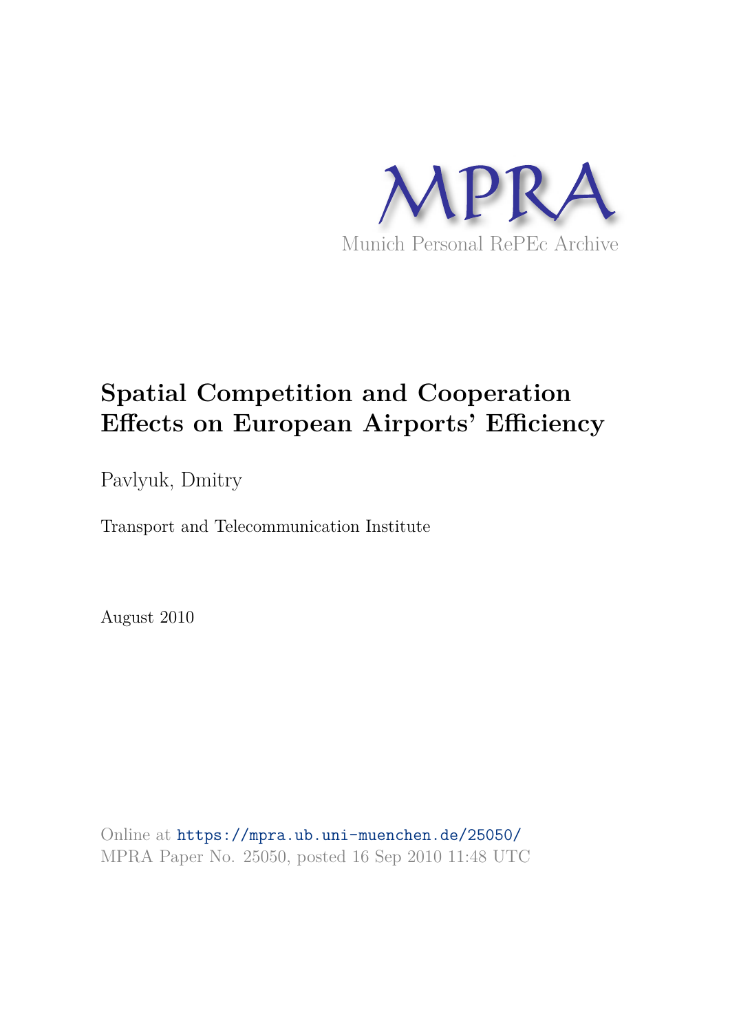MPRA

Munich Personal RePEc Archive

# Spatial Competition and Cooperation Effects on European Airports' Efficiency

Pavlyuk, Dmitry

Transport and Telecommunication Institute

August 2010

Online at https://mpra.ub.uni-muenchen.de/25050/
MPRA Paper No. 25050, posted 16 Sep 2010 11:48 UTC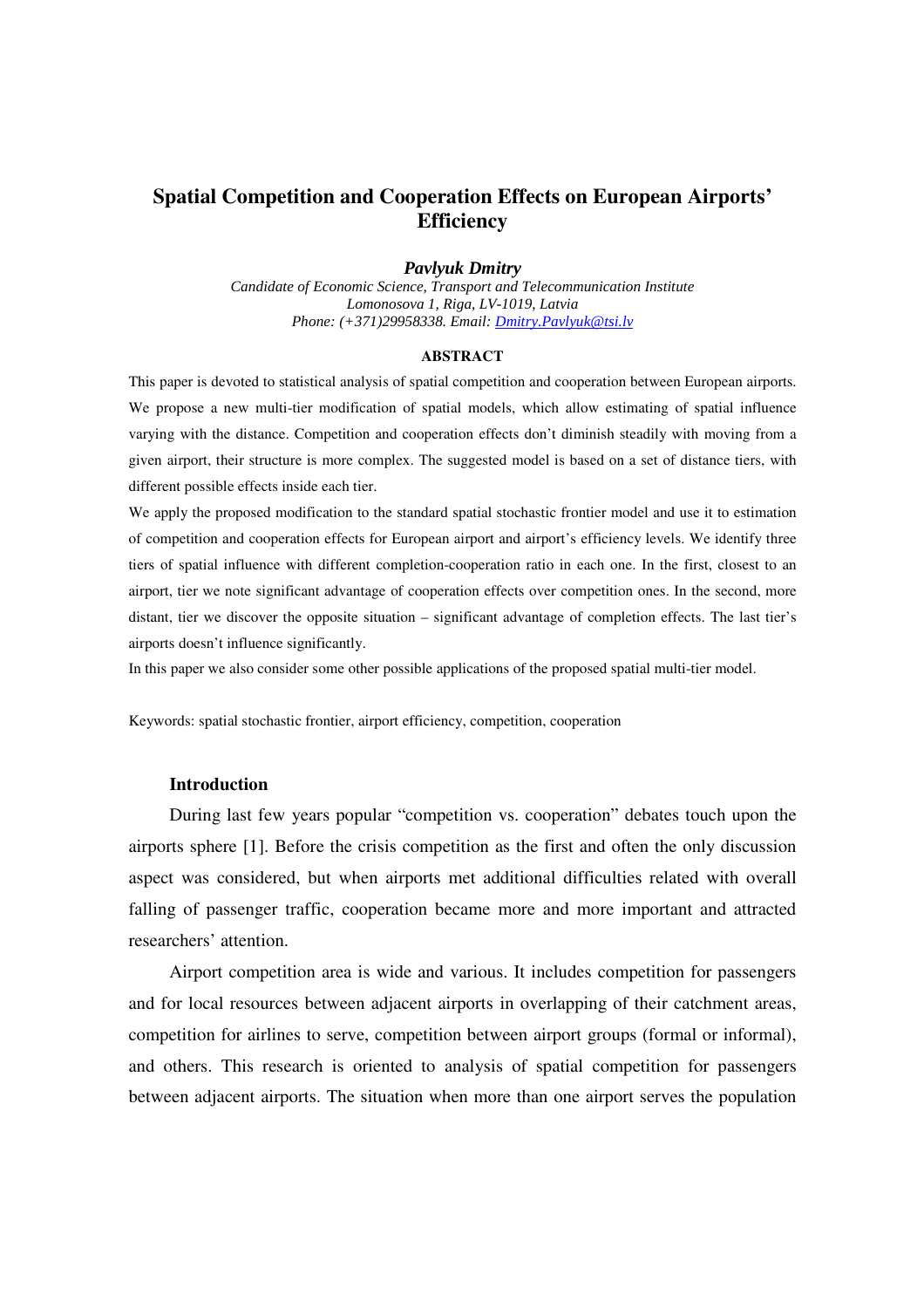# Spatial Competition and Cooperation Effects on European Airports' Efficiency

***Pavlyuk Dmitry***

*Candidate of Economic Science, Transport and Telecommunication Institute*
*Lomonosova 1, Riga, LV-1019, Latvia*
*Phone: (+371)29958338. Email: Dmitry.Pavlyuk@tsi.lv*

**ABSTRACT**

This paper is devoted to statistical analysis of spatial competition and cooperation between European airports. We propose a new multi-tier modification of spatial models, which allow estimating of spatial influence varying with the distance. Competition and cooperation effects don't diminish steadily with moving from a given airport, their structure is more complex. The suggested model is based on a set of distance tiers, with different possible effects inside each tier.

We apply the proposed modification to the standard spatial stochastic frontier model and use it to estimation of competition and cooperation effects for European airport and airport's efficiency levels. We identify three tiers of spatial influence with different completion-cooperation ratio in each one. In the first, closest to an airport, tier we note significant advantage of cooperation effects over competition ones. In the second, more distant, tier we discover the opposite situation – significant advantage of completion effects. The last tier's airports doesn't influence significantly.

In this paper we also consider some other possible applications of the proposed spatial multi-tier model.

Keywords: spatial stochastic frontier, airport efficiency, competition, cooperation

## Introduction

During last few years popular "competition vs. cooperation" debates touch upon the airports sphere [1]. Before the crisis competition as the first and often the only discussion aspect was considered, but when airports met additional difficulties related with overall falling of passenger traffic, cooperation became more and more important and attracted researchers' attention.

Airport competition area is wide and various. It includes competition for passengers and for local resources between adjacent airports in overlapping of their catchment areas, competition for airlines to serve, competition between airport groups (formal or informal), and others. This research is oriented to analysis of spatial competition for passengers between adjacent airports. The situation when more than one airport serves the population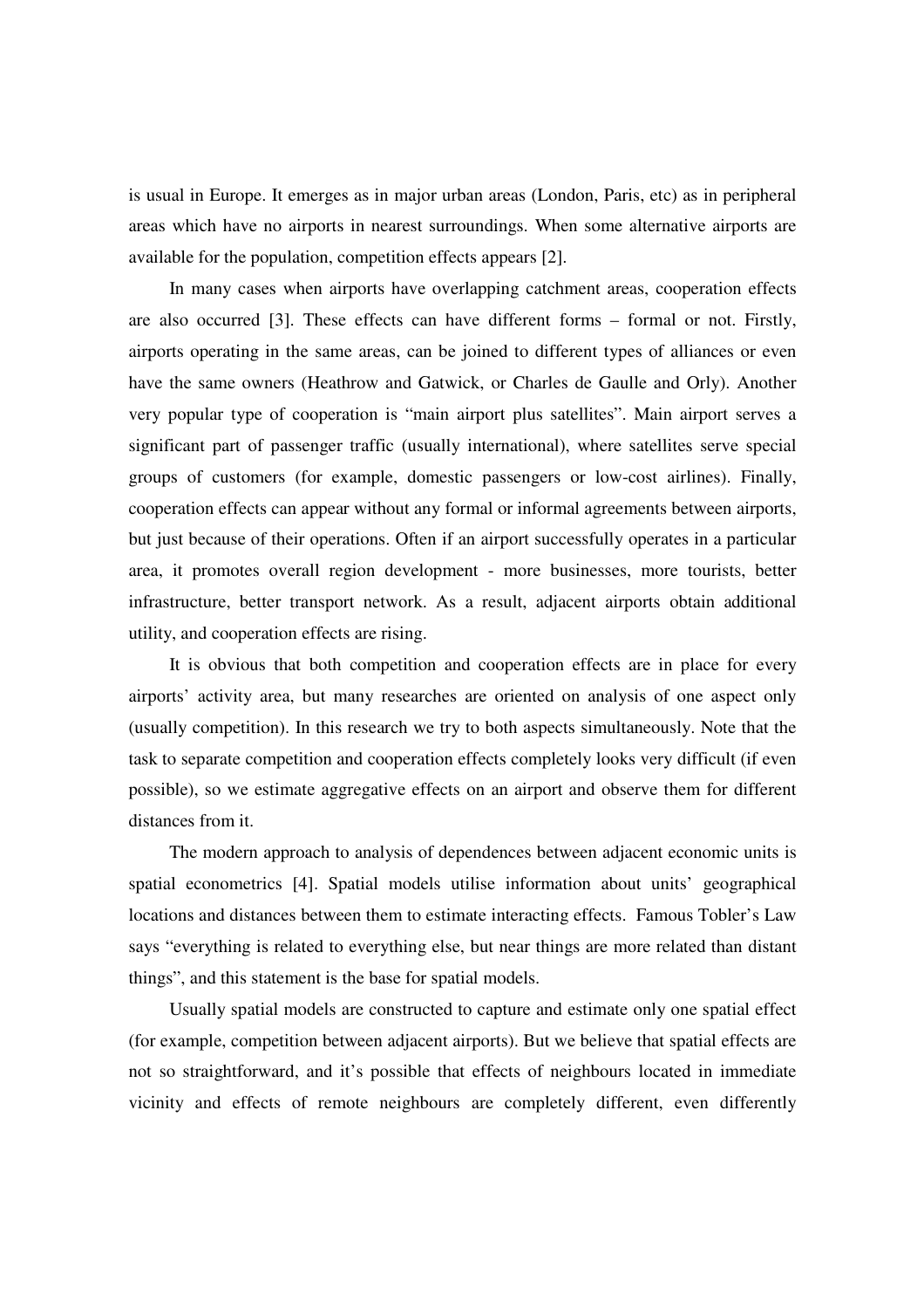is usual in Europe. It emerges as in major urban areas (London, Paris, etc) as in peripheral areas which have no airports in nearest surroundings. When some alternative airports are available for the population, competition effects appears [2].

In many cases when airports have overlapping catchment areas, cooperation effects are also occurred [3]. These effects can have different forms – formal or not. Firstly, airports operating in the same areas, can be joined to different types of alliances or even have the same owners (Heathrow and Gatwick, or Charles de Gaulle and Orly). Another very popular type of cooperation is "main airport plus satellites". Main airport serves a significant part of passenger traffic (usually international), where satellites serve special groups of customers (for example, domestic passengers or low-cost airlines). Finally, cooperation effects can appear without any formal or informal agreements between airports, but just because of their operations. Often if an airport successfully operates in a particular area, it promotes overall region development - more businesses, more tourists, better infrastructure, better transport network. As a result, adjacent airports obtain additional utility, and cooperation effects are rising.

It is obvious that both competition and cooperation effects are in place for every airports' activity area, but many researches are oriented on analysis of one aspect only (usually competition). In this research we try to both aspects simultaneously. Note that the task to separate competition and cooperation effects completely looks very difficult (if even possible), so we estimate aggregative effects on an airport and observe them for different distances from it.

The modern approach to analysis of dependences between adjacent economic units is spatial econometrics [4]. Spatial models utilise information about units' geographical locations and distances between them to estimate interacting effects. Famous Tobler's Law says "everything is related to everything else, but near things are more related than distant things", and this statement is the base for spatial models.

Usually spatial models are constructed to capture and estimate only one spatial effect (for example, competition between adjacent airports). But we believe that spatial effects are not so straightforward, and it's possible that effects of neighbours located in immediate vicinity and effects of remote neighbours are completely different, even differently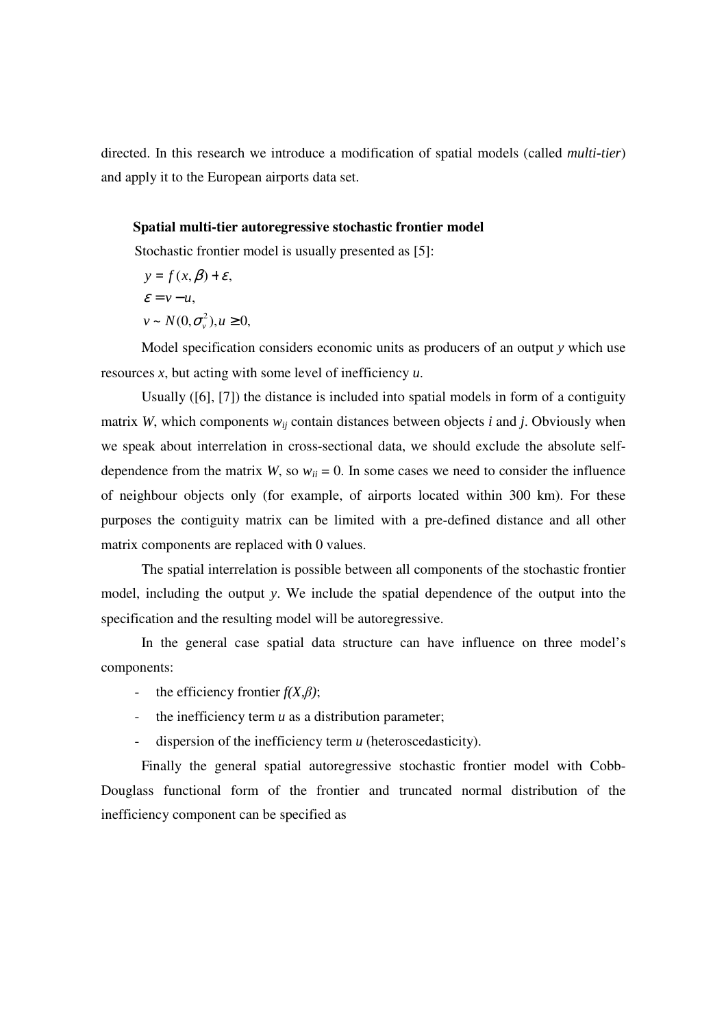directed. In this research we introduce a modification of spatial models (called *multi-tier*) and apply it to the European airports data set.

### Spatial multi-tier autoregressive stochastic frontier model

Stochastic frontier model is usually presented as [5]:

$$y = f(x, \beta) + \varepsilon,$$

$$\varepsilon = v - u,$$

$$v \sim N(0, \sigma_v^2), u \geq 0,$$

Model specification considers economic units as producers of an output *y* which use resources *x*, but acting with some level of inefficiency *u*.

Usually ([6], [7]) the distance is included into spatial models in form of a contiguity matrix *W*, which components $w_{ij}$ contain distances between objects *i* and *j*. Obviously when we speak about interrelation in cross-sectional data, we should exclude the absolute self-dependence from the matrix *W*, so $w_{ii} = 0$. In some cases we need to consider the influence of neighbour objects only (for example, of airports located within 300 km). For these purposes the contiguity matrix can be limited with a pre-defined distance and all other matrix components are replaced with 0 values.

The spatial interrelation is possible between all components of the stochastic frontier model, including the output *y*. We include the spatial dependence of the output into the specification and the resulting model will be autoregressive.

In the general case spatial data structure can have influence on three model's components:

- the efficiency frontier $f(X,\beta)$;
- the inefficiency term *u* as a distribution parameter;
- dispersion of the inefficiency term *u* (heteroscedasticity).

Finally the general spatial autoregressive stochastic frontier model with Cobb-Douglass functional form of the frontier and truncated normal distribution of the inefficiency component can be specified as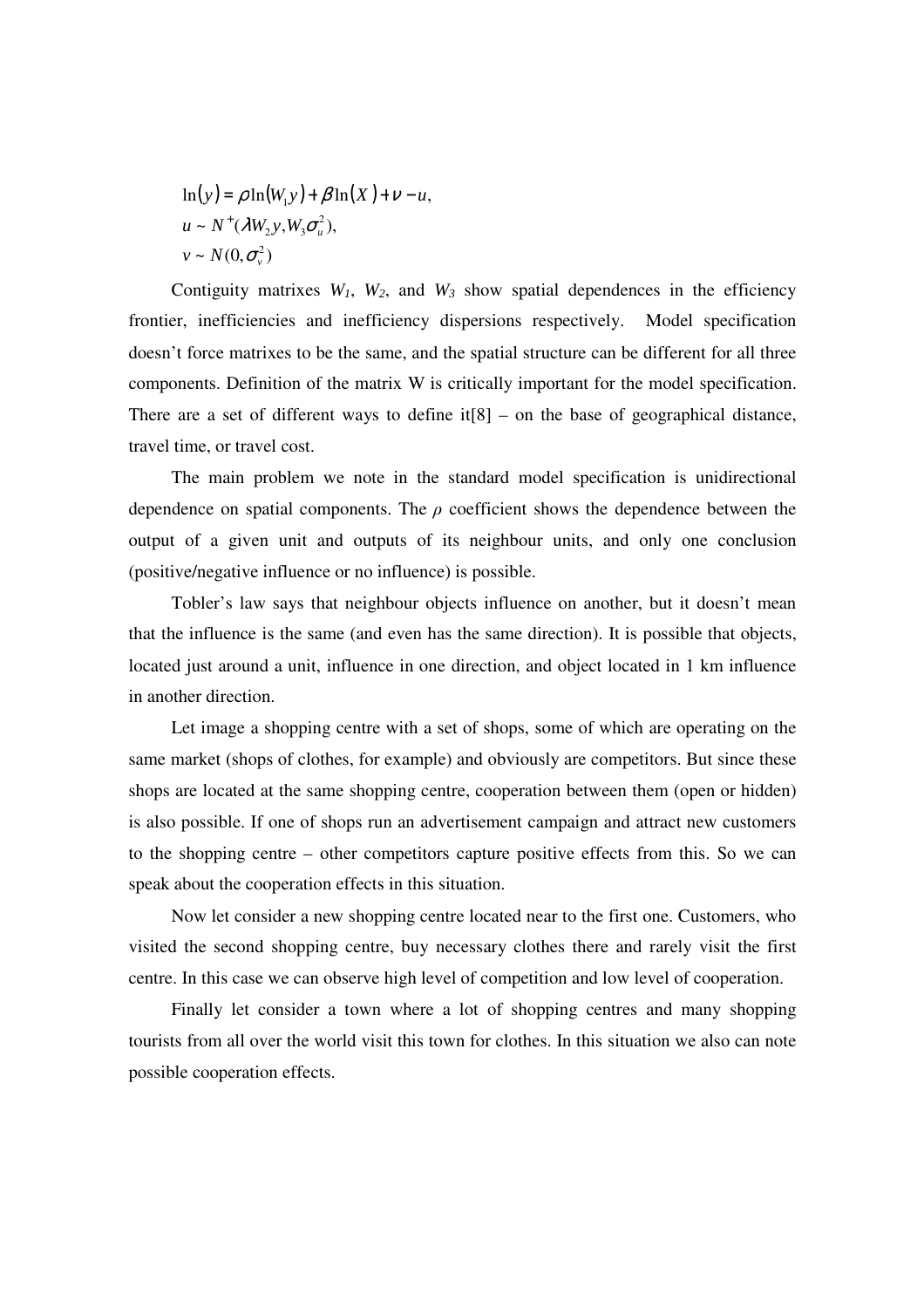$$
\begin{aligned}
&\ln(y) = \rho \ln(W_1 y) + \beta \ln(X) + \nu - u, \\
&u \sim N^{+}(\lambda W_2 y, W_3 \sigma_u^2), \\
&v \sim N(0, \sigma_v^2)
\end{aligned}
$$

Contiguity matrixes $W_1$, $W_2$, and $W_3$ show spatial dependences in the efficiency frontier, inefficiencies and inefficiency dispersions respectively. Model specification doesn't force matrixes to be the same, and the spatial structure can be different for all three components. Definition of the matrix W is critically important for the model specification. There are a set of different ways to define it[8] – on the base of geographical distance, travel time, or travel cost.

The main problem we note in the standard model specification is unidirectional dependence on spatial components. The $\rho$ coefficient shows the dependence between the output of a given unit and outputs of its neighbour units, and only one conclusion (positive/negative influence or no influence) is possible.

Tobler's law says that neighbour objects influence on another, but it doesn't mean that the influence is the same (and even has the same direction). It is possible that objects, located just around a unit, influence in one direction, and object located in 1 km influence in another direction.

Let image a shopping centre with a set of shops, some of which are operating on the same market (shops of clothes, for example) and obviously are competitors. But since these shops are located at the same shopping centre, cooperation between them (open or hidden) is also possible. If one of shops run an advertisement campaign and attract new customers to the shopping centre – other competitors capture positive effects from this. So we can speak about the cooperation effects in this situation.

Now let consider a new shopping centre located near to the first one. Customers, who visited the second shopping centre, buy necessary clothes there and rarely visit the first centre. In this case we can observe high level of competition and low level of cooperation.

Finally let consider a town where a lot of shopping centres and many shopping tourists from all over the world visit this town for clothes. In this situation we also can note possible cooperation effects.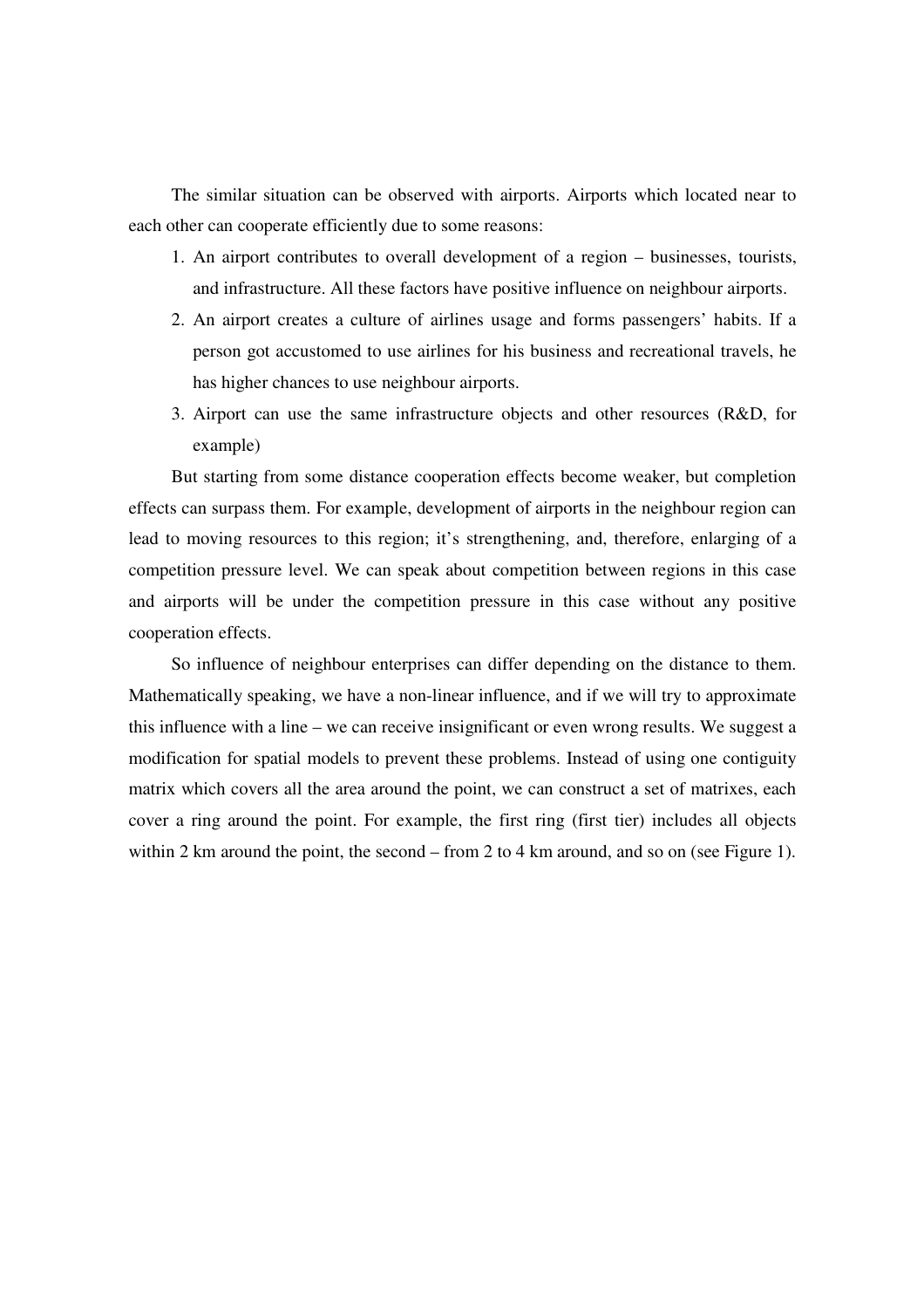The similar situation can be observed with airports. Airports which located near to each other can cooperate efficiently due to some reasons:

1. An airport contributes to overall development of a region – businesses, tourists, and infrastructure. All these factors have positive influence on neighbour airports.
2. An airport creates a culture of airlines usage and forms passengers' habits. If a person got accustomed to use airlines for his business and recreational travels, he has higher chances to use neighbour airports.
3. Airport can use the same infrastructure objects and other resources (R&D, for example)

But starting from some distance cooperation effects become weaker, but completion effects can surpass them. For example, development of airports in the neighbour region can lead to moving resources to this region; it's strengthening, and, therefore, enlarging of a competition pressure level. We can speak about competition between regions in this case and airports will be under the competition pressure in this case without any positive cooperation effects.

So influence of neighbour enterprises can differ depending on the distance to them. Mathematically speaking, we have a non-linear influence, and if we will try to approximate this influence with a line – we can receive insignificant or even wrong results. We suggest a modification for spatial models to prevent these problems. Instead of using one contiguity matrix which covers all the area around the point, we can construct a set of matrixes, each cover a ring around the point. For example, the first ring (first tier) includes all objects within 2 km around the point, the second – from 2 to 4 km around, and so on (see Figure 1).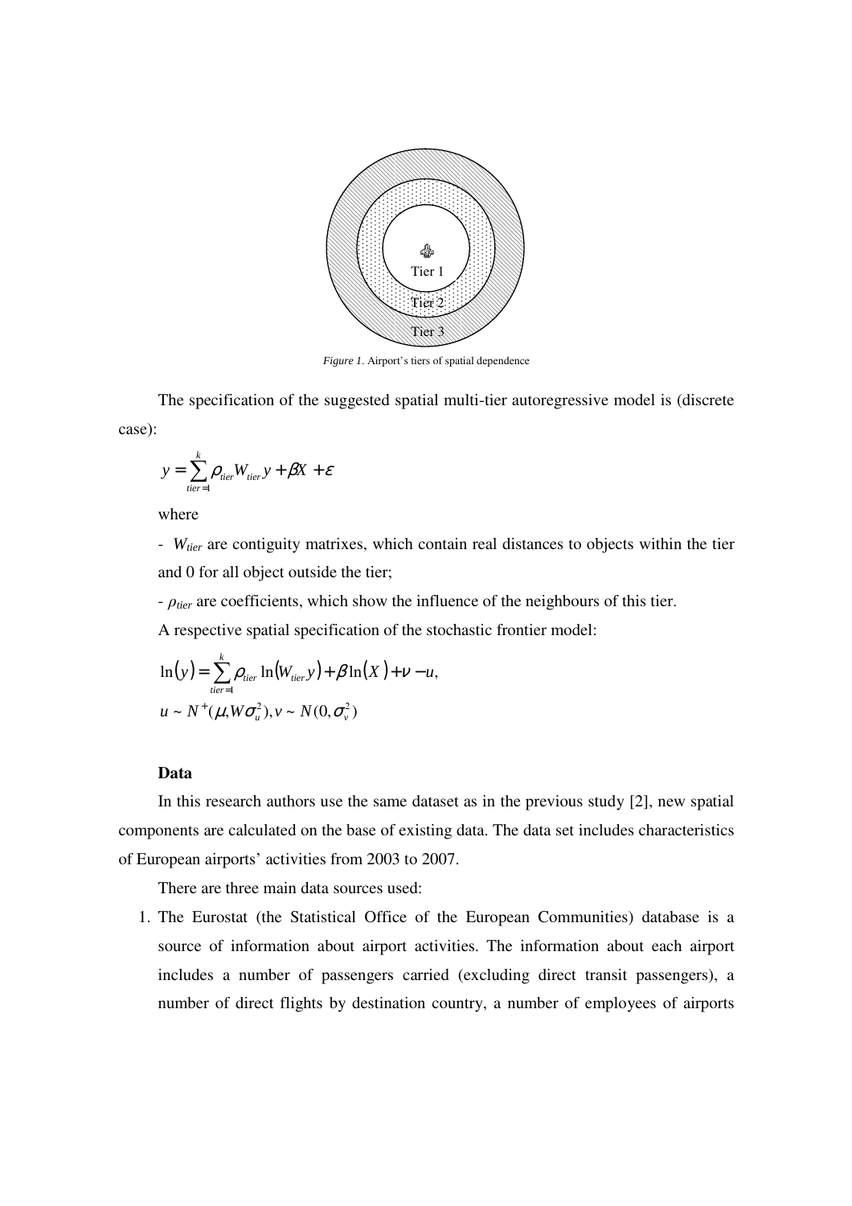Tier 1

Tier 2

Tier 3

*Figure 1.* Airport's tiers of spatial dependence

The specification of the suggested spatial multi-tier autoregressive model is (discrete case):

$$y = \sum_{tier=1}^{k} \rho_{tier} W_{tier} y + \beta X + \varepsilon$$

where

- $W_{tier}$ are contiguity matrixes, which contain real distances to objects within the tier and 0 for all object outside the tier;

- $\rho_{tier}$ are coefficients, which show the influence of the neighbours of this tier.

A respective spatial specification of the stochastic frontier model:

$$\ln(y) = \sum_{tier=1}^{k} \rho_{tier} \ln(W_{tier} y) + \beta \ln(X) + \nu - u,$$

$$u \sim N^{+}(\mu, W\sigma_u^2), \nu \sim N(0, \sigma_v^2)$$

**Data**

In this research authors use the same dataset as in the previous study [2], new spatial components are calculated on the base of existing data. The data set includes characteristics of European airports' activities from 2003 to 2007.

There are three main data sources used:

1. The Eurostat (the Statistical Office of the European Communities) database is a source of information about airport activities. The information about each airport includes a number of passengers carried (excluding direct transit passengers), a number of direct flights by destination country, a number of employees of airports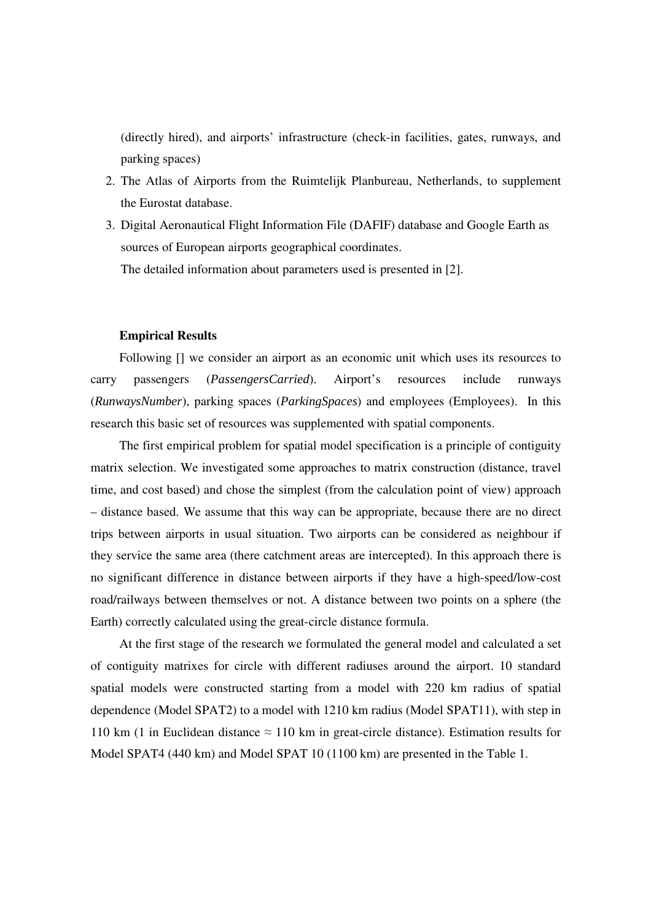(directly hired), and airports' infrastructure (check-in facilities, gates, runways, and parking spaces)

2. The Atlas of Airports from the Ruimtelijk Planbureau, Netherlands, to supplement the Eurostat database.
3. Digital Aeronautical Flight Information File (DAFIF) database and Google Earth as sources of European airports geographical coordinates.

   The detailed information about parameters used is presented in [2].

**Empirical Results**

Following [] we consider an airport as an economic unit which uses its resources to carry passengers (*PassengersCarried*). Airport's resources include runways (*RunwaysNumber*), parking spaces (*ParkingSpaces*) and employees (Employees). In this research this basic set of resources was supplemented with spatial components.

The first empirical problem for spatial model specification is a principle of contiguity matrix selection. We investigated some approaches to matrix construction (distance, travel time, and cost based) and chose the simplest (from the calculation point of view) approach – distance based. We assume that this way can be appropriate, because there are no direct trips between airports in usual situation. Two airports can be considered as neighbour if they service the same area (there catchment areas are intercepted). In this approach there is no significant difference in distance between airports if they have a high-speed/low-cost road/railways between themselves or not. A distance between two points on a sphere (the Earth) correctly calculated using the great-circle distance formula.

At the first stage of the research we formulated the general model and calculated a set of contiguity matrixes for circle with different radiuses around the airport. 10 standard spatial models were constructed starting from a model with 220 km radius of spatial dependence (Model SPAT2) to a model with 1210 km radius (Model SPAT11), with step in 110 km (1 in Euclidean distance ≈ 110 km in great-circle distance). Estimation results for Model SPAT4 (440 km) and Model SPAT 10 (1100 km) are presented in the Table 1.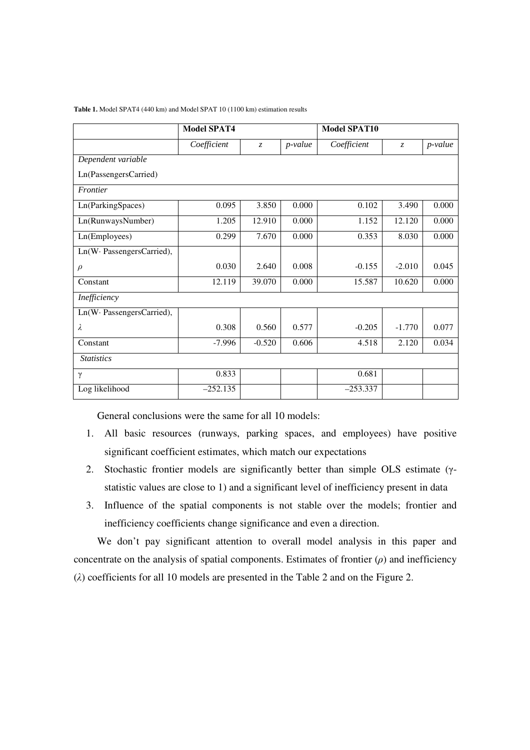**Table 1.** Model SPAT4 (440 km) and Model SPAT 10 (1100 km) estimation results

| | Model SPAT4 | | | Model SPAT10 | | |
|---|---|---|---|---|---|---|
| | *Coefficient* | *z* | *p-value* | *Coefficient* | *z* | *p-value* |
| *Dependent variable* Ln(PassengersCarried) | | | | | | |
| *Frontier* | | | | | | |
| Ln(ParkingSpaces) | 0.095 | 3.850 | 0.000 | 0.102 | 3.490 | 0.000 |
| Ln(RunwaysNumber) | 1.205 | 12.910 | 0.000 | 1.152 | 12.120 | 0.000 |
| Ln(Employees) | 0.299 | 7.670 | 0.000 | 0.353 | 8.030 | 0.000 |
| Ln(W· PassengersCarried), $\rho$ | 0.030 | 2.640 | 0.008 | -0.155 | -2.010 | 0.045 |
| Constant | 12.119 | 39.070 | 0.000 | 15.587 | 10.620 | 0.000 |
| *Inefficiency* | | | | | | |
| Ln(W· PassengersCarried), $\lambda$ | 0.308 | 0.560 | 0.577 | -0.205 | -1.770 | 0.077 |
| Constant | -7.996 | -0.520 | 0.606 | 4.518 | 2.120 | 0.034 |
| *Statistics* | | | | | | |
| $\gamma$ | 0.833 | | | 0.681 | | |
| Log likelihood | –252.135 | | | –253.337 | | |

General conclusions were the same for all 10 models:

1. All basic resources (runways, parking spaces, and employees) have positive significant coefficient estimates, which match our expectations
2. Stochastic frontier models are significantly better than simple OLS estimate ($\gamma$-statistic values are close to 1) and a significant level of inefficiency present in data
3. Influence of the spatial components is not stable over the models; frontier and inefficiency coefficients change significance and even a direction.

We don't pay significant attention to overall model analysis in this paper and concentrate on the analysis of spatial components. Estimates of frontier ($\rho$) and inefficiency ($\lambda$) coefficients for all 10 models are presented in the Table 2 and on the Figure 2.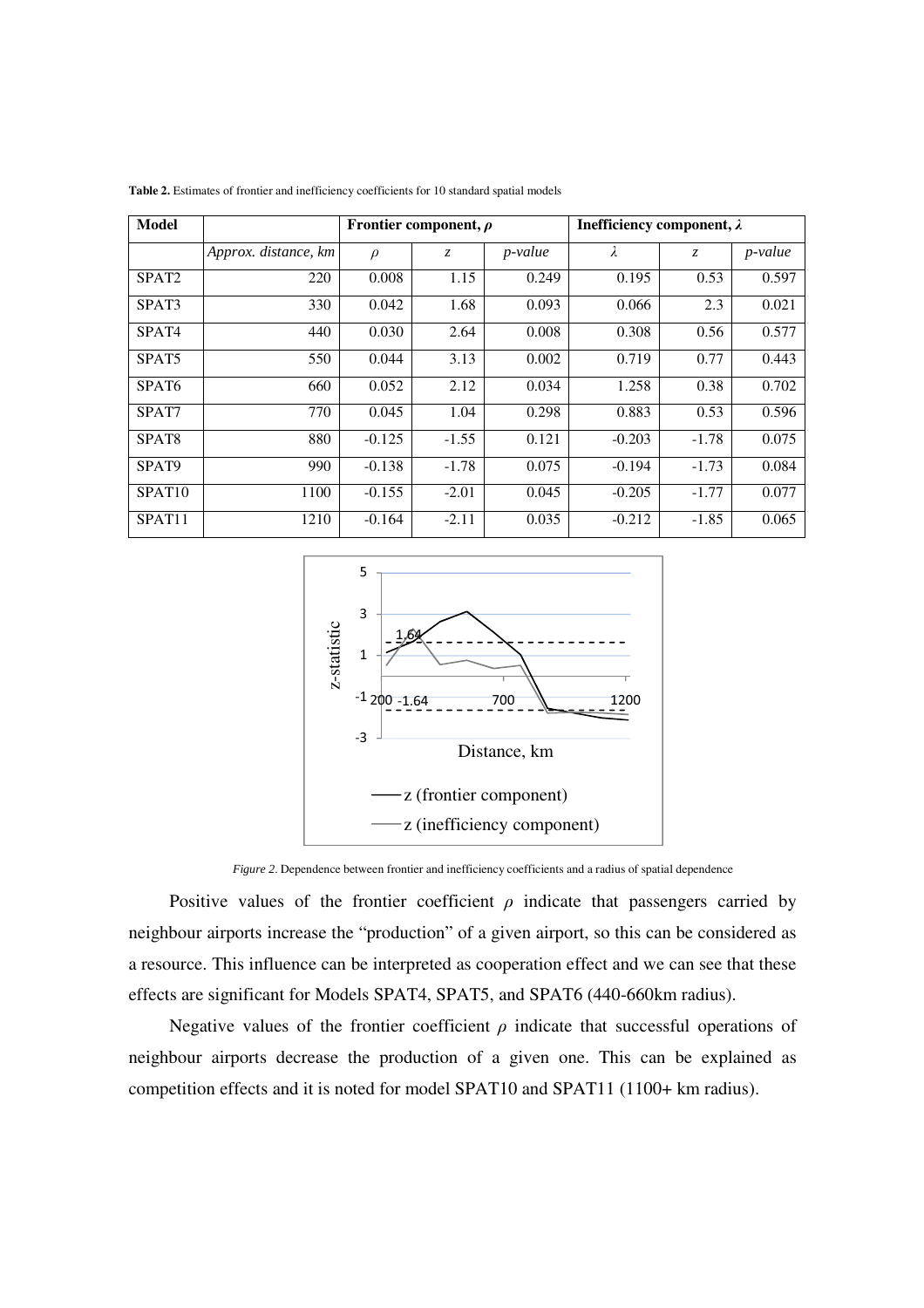**Table 2.** Estimates of frontier and inefficiency coefficients for 10 standard spatial models

| Model | | Frontier component, $\rho$ | | | Inefficiency component, $\lambda$ | | |
|---|---|---|---|---|---|---|---|
| | *Approx. distance, km* | $\rho$ | $z$ | *p-value* | $\lambda$ | $z$ | *p-value* |
| SPAT2 | 220 | 0.008 | 1.15 | 0.249 | 0.195 | 0.53 | 0.597 |
| SPAT3 | 330 | 0.042 | 1.68 | 0.093 | 0.066 | 2.3 | 0.021 |
| SPAT4 | 440 | 0.030 | 2.64 | 0.008 | 0.308 | 0.56 | 0.577 |
| SPAT5 | 550 | 0.044 | 3.13 | 0.002 | 0.719 | 0.77 | 0.443 |
| SPAT6 | 660 | 0.052 | 2.12 | 0.034 | 1.258 | 0.38 | 0.702 |
| SPAT7 | 770 | 0.045 | 1.04 | 0.298 | 0.883 | 0.53 | 0.596 |
| SPAT8 | 880 | -0.125 | -1.55 | 0.121 | -0.203 | -1.78 | 0.075 |
| SPAT9 | 990 | -0.138 | -1.78 | 0.075 | -0.194 | -1.73 | 0.084 |
| SPAT10 | 1100 | -0.155 | -2.01 | 0.045 | -0.205 | -1.77 | 0.077 |
| SPAT11 | 1210 | -0.164 | -2.11 | 0.035 | -0.212 | -1.85 | 0.065 |

*Figure 2*. Dependence between frontier and inefficiency coefficients and a radius of spatial dependence

Positive values of the frontier coefficient $\rho$ indicate that passengers carried by neighbour airports increase the "production" of a given airport, so this can be considered as a resource. This influence can be interpreted as cooperation effect and we can see that these effects are significant for Models SPAT4, SPAT5, and SPAT6 (440-660km radius).

Negative values of the frontier coefficient $\rho$ indicate that successful operations of neighbour airports decrease the production of a given one. This can be explained as competition effects and it is noted for model SPAT10 and SPAT11 (1100+ km radius).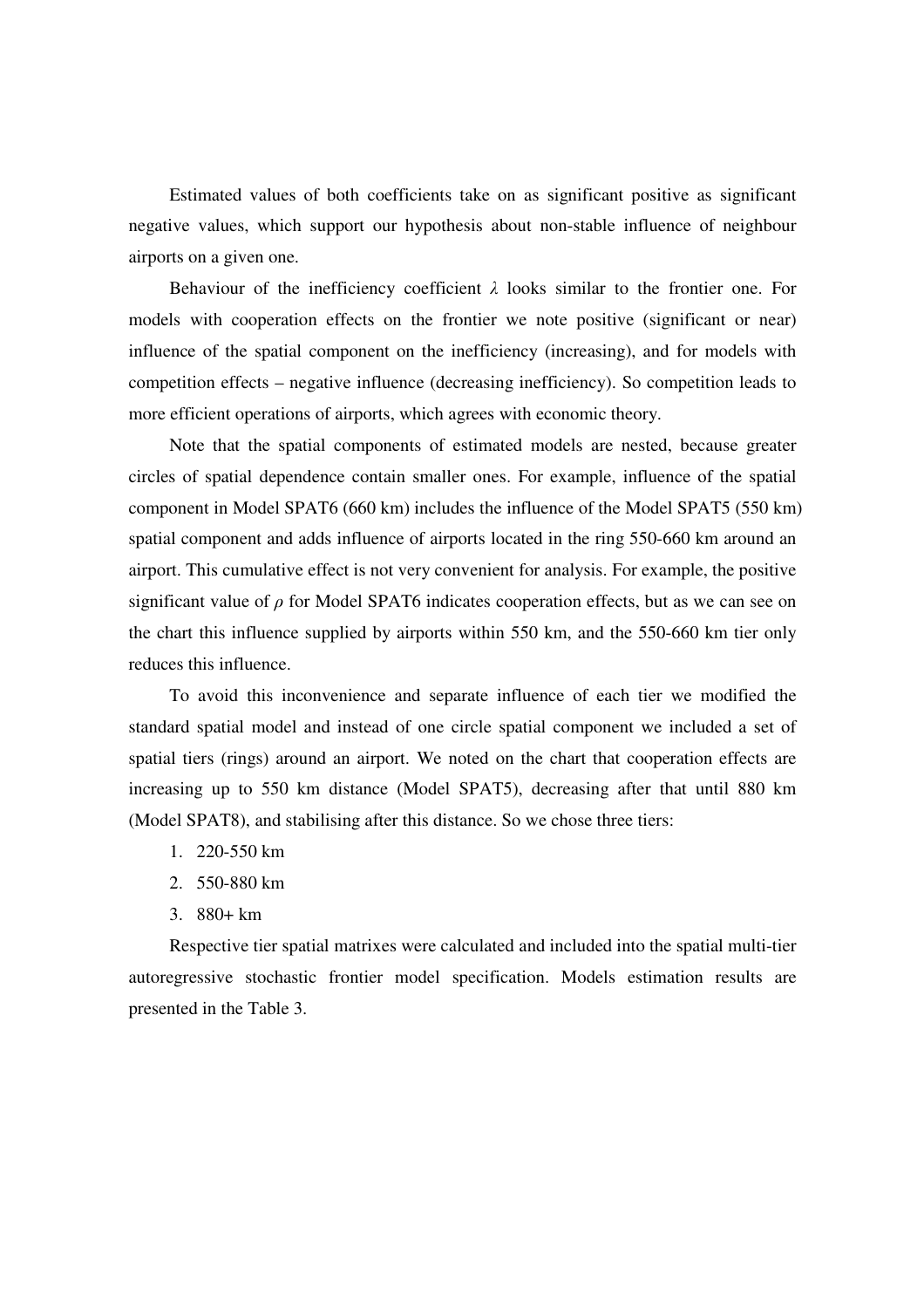Estimated values of both coefficients take on as significant positive as significant negative values, which support our hypothesis about non-stable influence of neighbour airports on a given one.

Behaviour of the inefficiency coefficient $\lambda$ looks similar to the frontier one. For models with cooperation effects on the frontier we note positive (significant or near) influence of the spatial component on the inefficiency (increasing), and for models with competition effects – negative influence (decreasing inefficiency). So competition leads to more efficient operations of airports, which agrees with economic theory.

Note that the spatial components of estimated models are nested, because greater circles of spatial dependence contain smaller ones. For example, influence of the spatial component in Model SPAT6 (660 km) includes the influence of the Model SPAT5 (550 km) spatial component and adds influence of airports located in the ring 550-660 km around an airport. This cumulative effect is not very convenient for analysis. For example, the positive significant value of $\rho$ for Model SPAT6 indicates cooperation effects, but as we can see on the chart this influence supplied by airports within 550 km, and the 550-660 km tier only reduces this influence.

To avoid this inconvenience and separate influence of each tier we modified the standard spatial model and instead of one circle spatial component we included a set of spatial tiers (rings) around an airport. We noted on the chart that cooperation effects are increasing up to 550 km distance (Model SPAT5), decreasing after that until 880 km (Model SPAT8), and stabilising after this distance. So we chose three tiers:

1. 220-550 km
2. 550-880 km
3. 880+ km

Respective tier spatial matrixes were calculated and included into the spatial multi-tier autoregressive stochastic frontier model specification. Models estimation results are presented in the Table 3.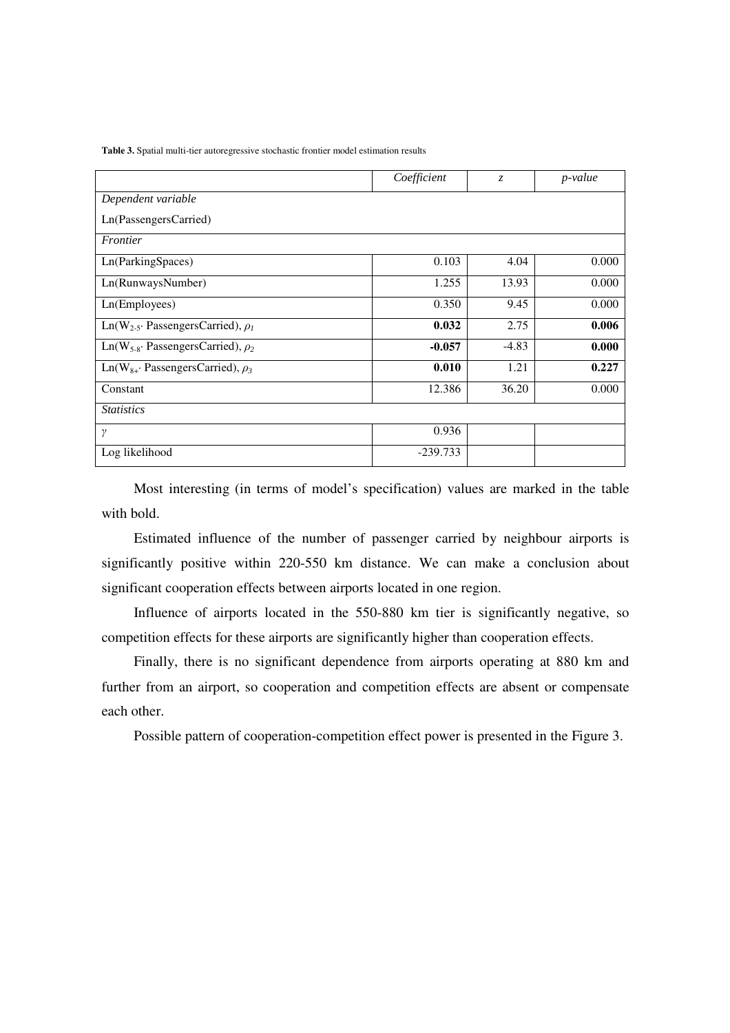**Table 3.** Spatial multi-tier autoregressive stochastic frontier model estimation results

| | *Coefficient* | *z* | *p-value* |
|---|---|---|---|
| *Dependent variable* | | | |
| Ln(PassengersCarried) | | | |
| *Frontier* | | | |
| Ln(ParkingSpaces) | 0.103 | 4.04 | 0.000 |
| Ln(RunwaysNumber) | 1.255 | 13.93 | 0.000 |
| Ln(Employees) | 0.350 | 9.45 | 0.000 |
| Ln($W_{2\text{-}5}$· PassengersCarried), $\rho_1$ | **0.032** | 2.75 | **0.006** |
| Ln($W_{5\text{-}8}$· PassengersCarried), $\rho_2$ | **-0.057** | -4.83 | **0.000** |
| Ln($W_{8+}$· PassengersCarried), $\rho_3$ | **0.010** | 1.21 | **0.227** |
| Constant | 12.386 | 36.20 | 0.000 |
| *Statistics* | | | |
| $\gamma$ | 0.936 | | |
| Log likelihood | -239.733 | | |

Most interesting (in terms of model's specification) values are marked in the table with bold.

Estimated influence of the number of passenger carried by neighbour airports is significantly positive within 220-550 km distance. We can make a conclusion about significant cooperation effects between airports located in one region.

Influence of airports located in the 550-880 km tier is significantly negative, so competition effects for these airports are significantly higher than cooperation effects.

Finally, there is no significant dependence from airports operating at 880 km and further from an airport, so cooperation and competition effects are absent or compensate each other.

Possible pattern of cooperation-competition effect power is presented in the Figure 3.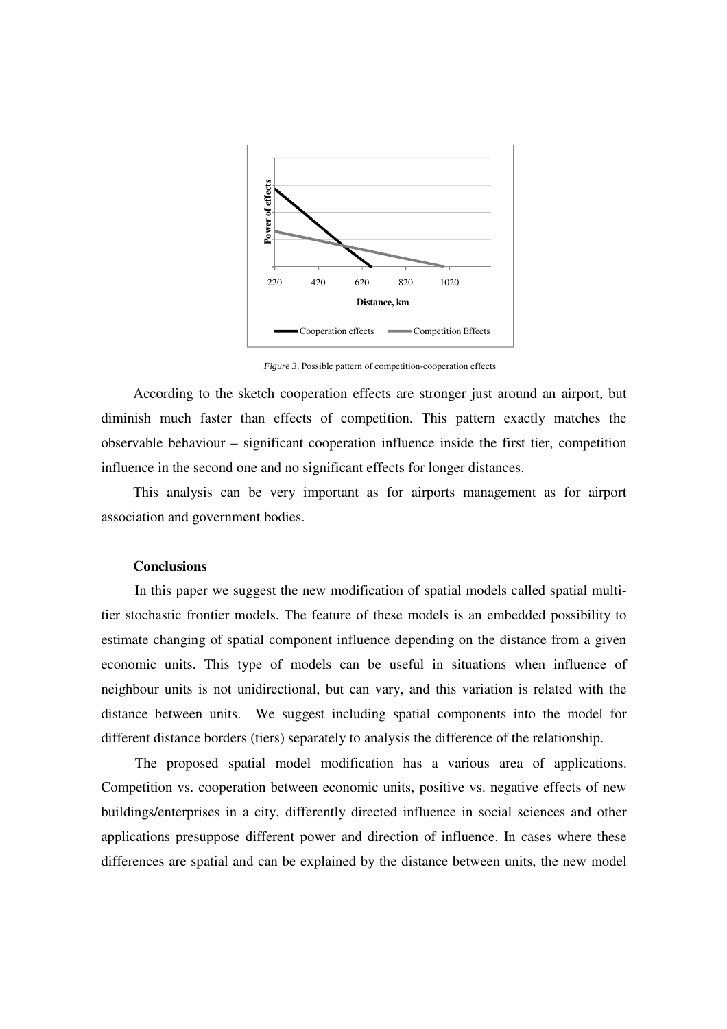*Figure 3*. Possible pattern of competition-cooperation effects

According to the sketch cooperation effects are stronger just around an airport, but diminish much faster than effects of competition. This pattern exactly matches the observable behaviour – significant cooperation influence inside the first tier, competition influence in the second one and no significant effects for longer distances.

This analysis can be very important as for airports management as for airport association and government bodies.

## Conclusions

In this paper we suggest the new modification of spatial models called spatial multi-tier stochastic frontier models. The feature of these models is an embedded possibility to estimate changing of spatial component influence depending on the distance from a given economic units. This type of models can be useful in situations when influence of neighbour units is not unidirectional, but can vary, and this variation is related with the distance between units. We suggest including spatial components into the model for different distance borders (tiers) separately to analysis the difference of the relationship.

The proposed spatial model modification has a various area of applications. Competition vs. cooperation between economic units, positive vs. negative effects of new buildings/enterprises in a city, differently directed influence in social sciences and other applications presuppose different power and direction of influence. In cases where these differences are spatial and can be explained by the distance between units, the new model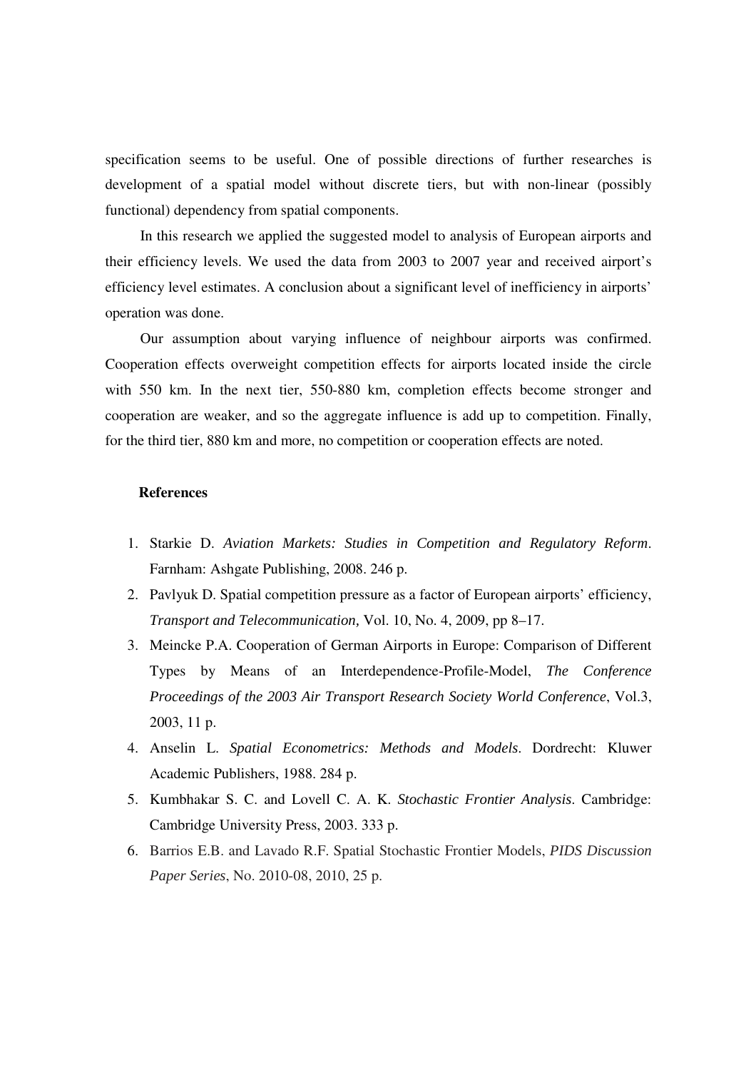specification seems to be useful. One of possible directions of further researches is development of a spatial model without discrete tiers, but with non-linear (possibly functional) dependency from spatial components.

In this research we applied the suggested model to analysis of European airports and their efficiency levels. We used the data from 2003 to 2007 year and received airport's efficiency level estimates. A conclusion about a significant level of inefficiency in airports' operation was done.

Our assumption about varying influence of neighbour airports was confirmed. Cooperation effects overweight competition effects for airports located inside the circle with 550 km. In the next tier, 550-880 km, completion effects become stronger and cooperation are weaker, and so the aggregate influence is add up to competition. Finally, for the third tier, 880 km and more, no competition or cooperation effects are noted.

## References

1. Starkie D. *Aviation Markets: Studies in Competition and Regulatory Reform*. Farnham: Ashgate Publishing, 2008. 246 p.
2. Pavlyuk D. Spatial competition pressure as a factor of European airports' efficiency, *Transport and Telecommunication,* Vol. 10, No. 4, 2009, pp 8–17.
3. Meincke P.A. Cooperation of German Airports in Europe: Comparison of Different Types by Means of an Interdependence-Profile-Model, *The Conference Proceedings of the 2003 Air Transport Research Society World Conference*, Vol.3, 2003, 11 p.
4. Anselin L. *Spatial Econometrics: Methods and Models*. Dordrecht: Kluwer Academic Publishers, 1988. 284 p.
5. Kumbhakar S. C. and Lovell C. A. K. *Stochastic Frontier Analysis*. Cambridge: Cambridge University Press, 2003. 333 p.
6. Barrios E.B. and Lavado R.F. Spatial Stochastic Frontier Models, *PIDS Discussion Paper Series*, No. 2010-08, 2010, 25 p.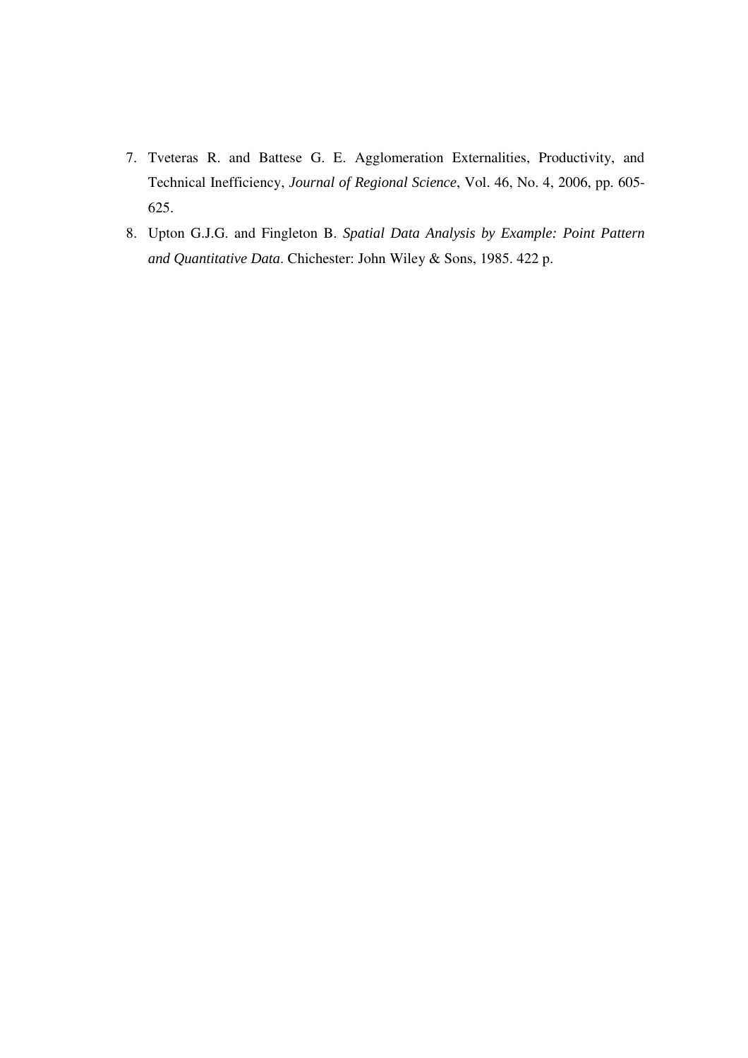7. Tveteras R. and Battese G. E. Agglomeration Externalities, Productivity, and Technical Inefficiency, *Journal of Regional Science*, Vol. 46, No. 4, 2006, pp. 605-625.
8. Upton G.J.G. and Fingleton B. *Spatial Data Analysis by Example: Point Pattern and Quantitative Data*. Chichester: John Wiley & Sons, 1985. 422 p.